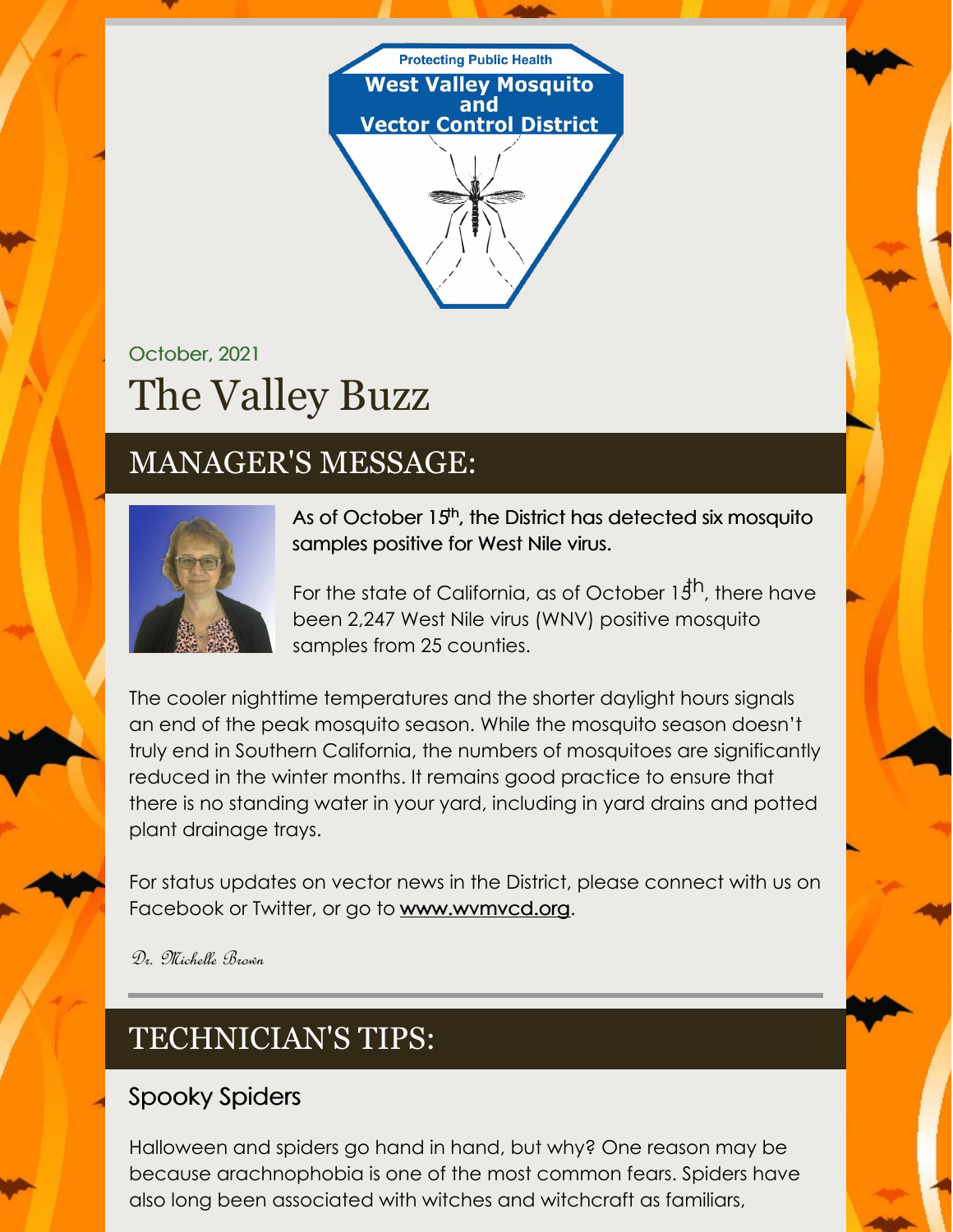Protecting Public Health

**West Valley Mosquito and Vector Control District**

October, 2021

# The Valley Buzz

## MANAGER'S MESSAGE:

As of October 15th, the District has detected six mosquito samples positive for West Nile virus.

For the state of California, as of October 15th, there have been 2,247 West Nile virus (WNV) positive mosquito samples from 25 counties.

The cooler nighttime temperatures and the shorter daylight hours signals an end of the peak mosquito season. While the mosquito season doesn't truly end in Southern California, the numbers of mosquitoes are significantly reduced in the winter months. It remains good practice to ensure that there is no standing water in your yard, including in yard drains and potted plant drainage trays.

For status updates on vector news in the District, please connect with us on Facebook or Twitter, or go to www.wvmvcd.org.

*Dr. Michelle Brown*

## TECHNICIAN'S TIPS:

### Spooky Spiders

Halloween and spiders go hand in hand, but why? One reason may be because arachnophobia is one of the most common fears. Spiders have also long been associated with witches and witchcraft as familiars,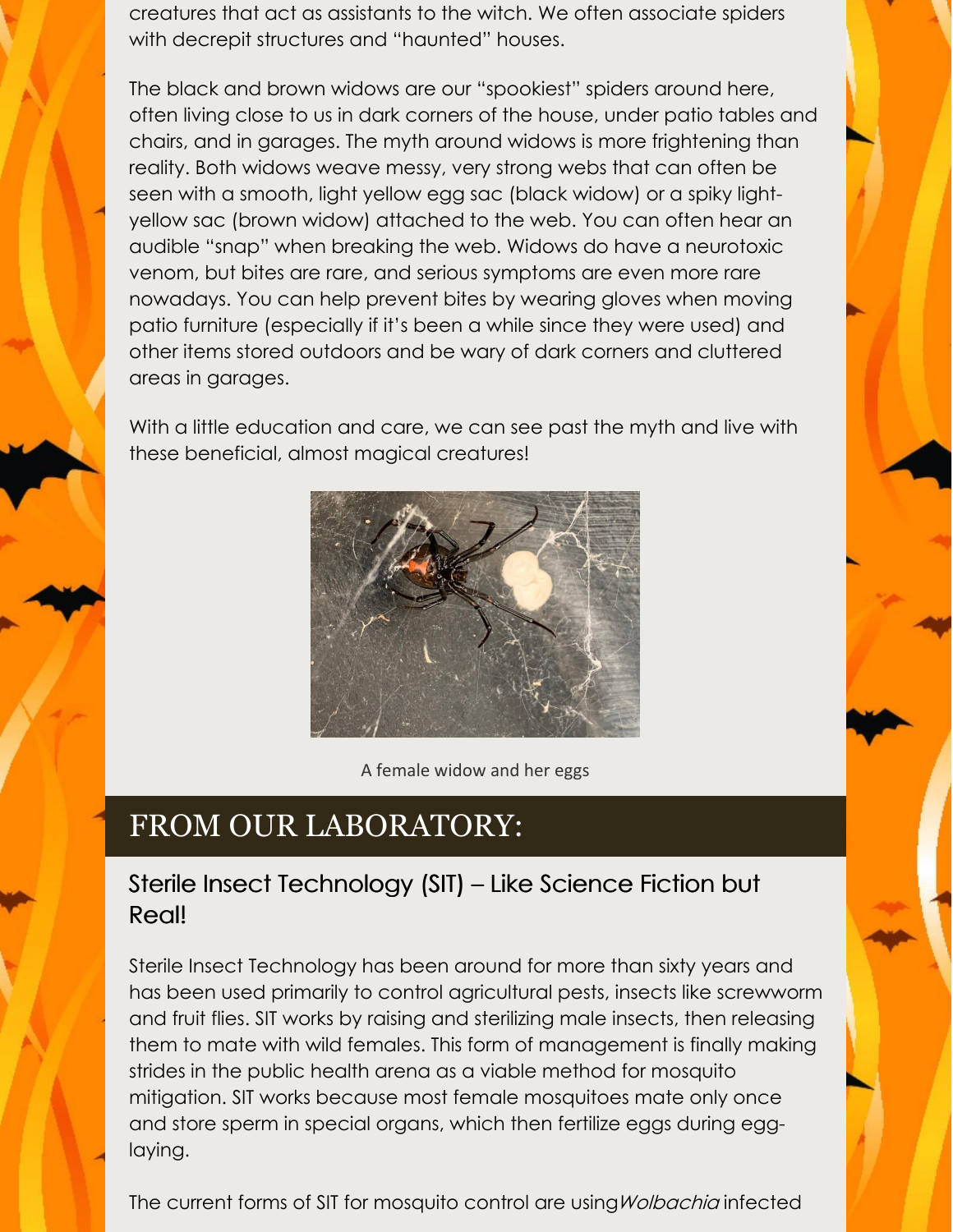creatures that act as assistants to the witch. We often associate spiders with decrepit structures and "haunted" houses.

The black and brown widows are our "spookiest" spiders around here, often living close to us in dark corners of the house, under patio tables and chairs, and in garages. The myth around widows is more frightening than reality. Both widows weave messy, very strong webs that can often be seen with a smooth, light yellow egg sac (black widow) or a spiky light-yellow sac (brown widow) attached to the web. You can often hear an audible "snap" when breaking the web. Widows do have a neurotoxic venom, but bites are rare, and serious symptoms are even more rare nowadays. You can help prevent bites by wearing gloves when moving patio furniture (especially if it's been a while since they were used) and other items stored outdoors and be wary of dark corners and cluttered areas in garages.

With a little education and care, we can see past the myth and live with these beneficial, almost magical creatures!

A female widow and her eggs

## FROM OUR LABORATORY:

### Sterile Insect Technology (SIT) – Like Science Fiction but Real!

Sterile Insect Technology has been around for more than sixty years and has been used primarily to control agricultural pests, insects like screwworm and fruit flies. SIT works by raising and sterilizing male insects, then releasing them to mate with wild females. This form of management is finally making strides in the public health arena as a viable method for mosquito mitigation. SIT works because most female mosquitoes mate only once and store sperm in special organs, which then fertilize eggs during egg-laying.

The current forms of SIT for mosquito control are using *Wolbachia* infected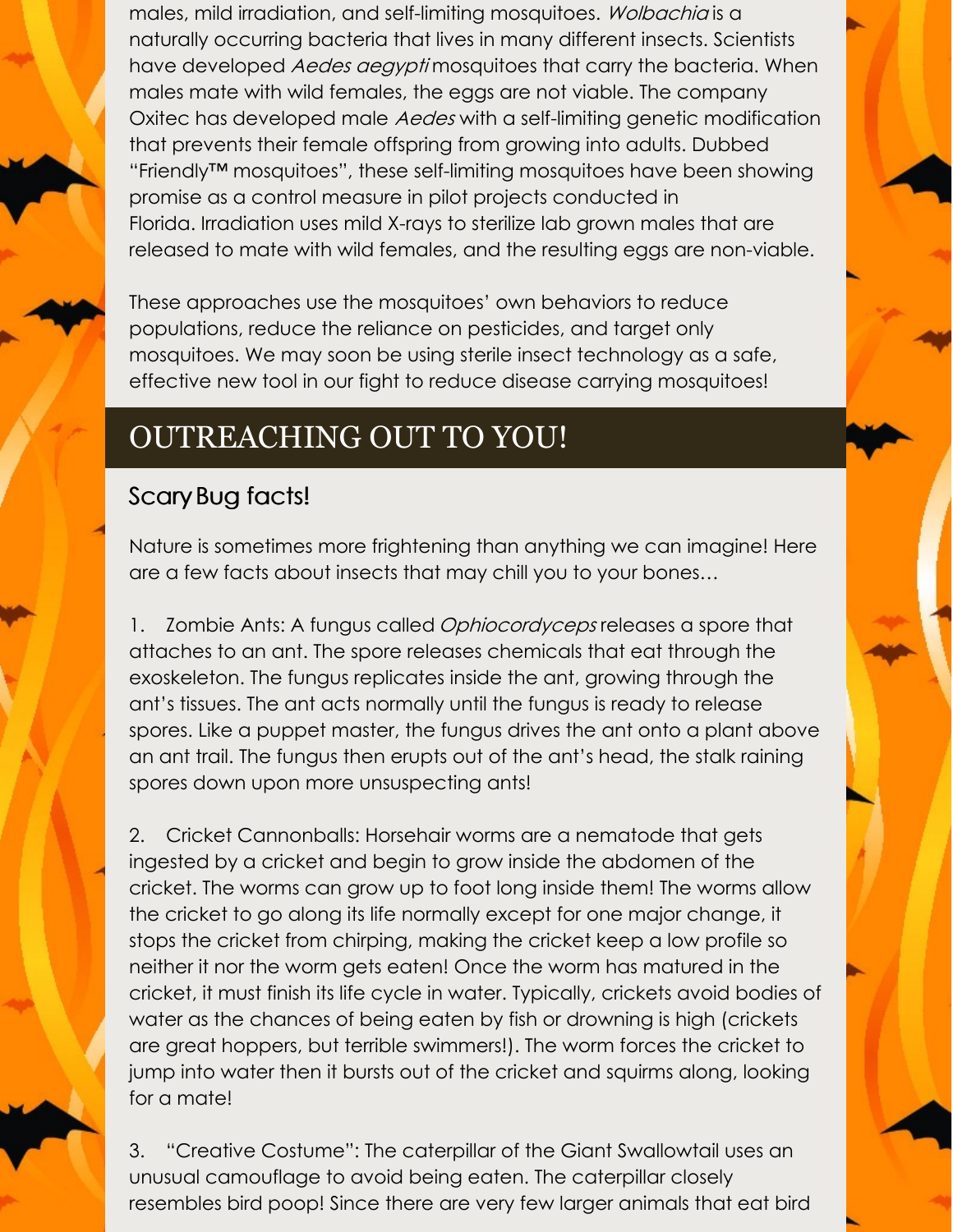males, mild irradiation, and self-limiting mosquitoes. *Wolbachia* is a naturally occurring bacteria that lives in many different insects. Scientists have developed *Aedes aegypti* mosquitoes that carry the bacteria. When males mate with wild females, the eggs are not viable. The company Oxitec has developed male *Aedes* with a self-limiting genetic modification that prevents their female offspring from growing into adults. Dubbed "Friendly™ mosquitoes", these self-limiting mosquitoes have been showing promise as a control measure in pilot projects conducted in Florida. Irradiation uses mild X-rays to sterilize lab grown males that are released to mate with wild females, and the resulting eggs are non-viable.

These approaches use the mosquitoes' own behaviors to reduce populations, reduce the reliance on pesticides, and target only mosquitoes. We may soon be using sterile insect technology as a safe, effective new tool in our fight to reduce disease carrying mosquitoes!

## OUTREACHING OUT TO YOU!

### Scary Bug facts!

Nature is sometimes more frightening than anything we can imagine! Here are a few facts about insects that may chill you to your bones…

1. Zombie Ants: A fungus called *Ophiocordyceps* releases a spore that attaches to an ant. The spore releases chemicals that eat through the exoskeleton. The fungus replicates inside the ant, growing through the ant's tissues. The ant acts normally until the fungus is ready to release spores. Like a puppet master, the fungus drives the ant onto a plant above an ant trail. The fungus then erupts out of the ant's head, the stalk raining spores down upon more unsuspecting ants!

2. Cricket Cannonballs: Horsehair worms are a nematode that gets ingested by a cricket and begin to grow inside the abdomen of the cricket. The worms can grow up to foot long inside them! The worms allow the cricket to go along its life normally except for one major change, it stops the cricket from chirping, making the cricket keep a low profile so neither it nor the worm gets eaten! Once the worm has matured in the cricket, it must finish its life cycle in water. Typically, crickets avoid bodies of water as the chances of being eaten by fish or drowning is high (crickets are great hoppers, but terrible swimmers!). The worm forces the cricket to jump into water then it bursts out of the cricket and squirms along, looking for a mate!

3. "Creative Costume": The caterpillar of the Giant Swallowtail uses an unusual camouflage to avoid being eaten. The caterpillar closely resembles bird poop! Since there are very few larger animals that eat bird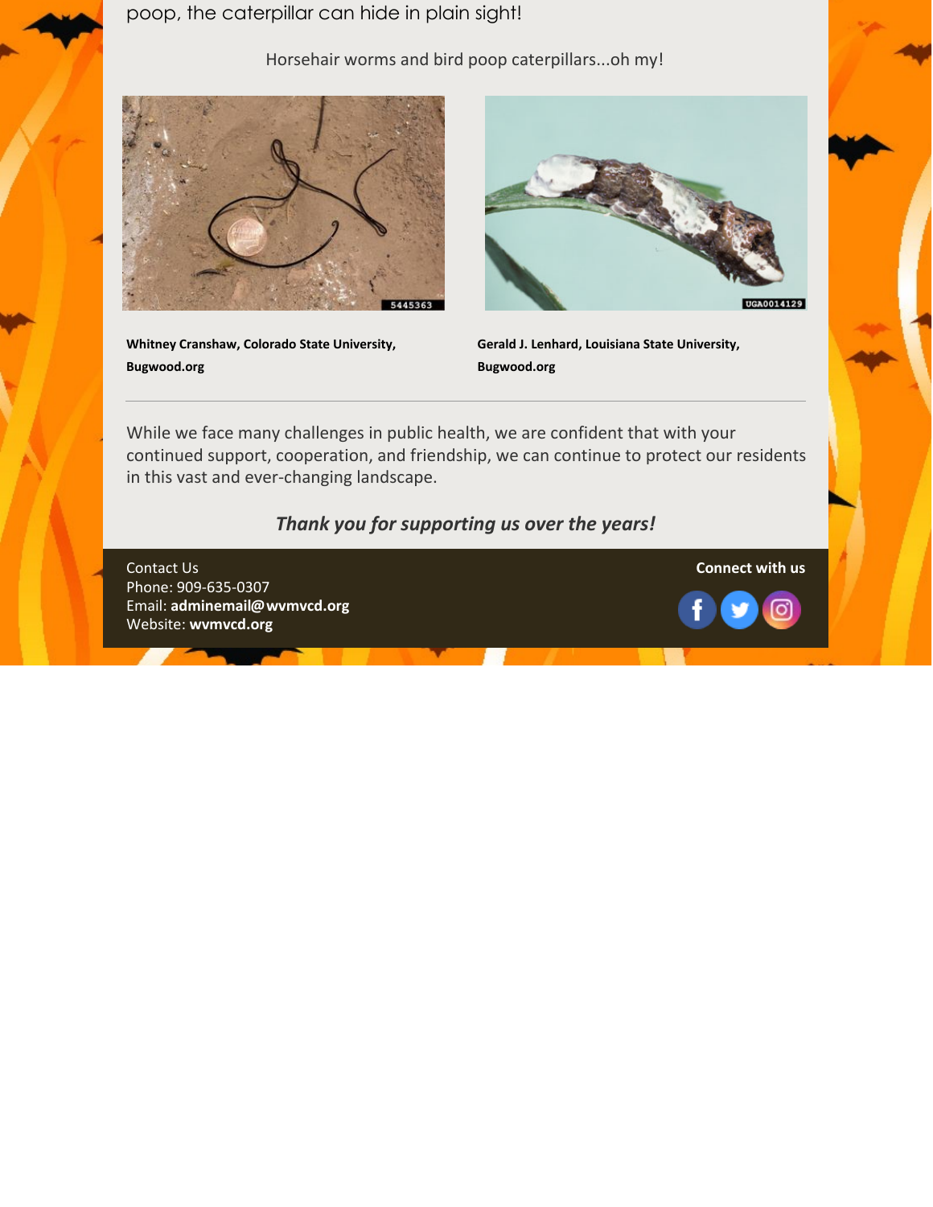poop, the caterpillar can hide in plain sight!

Horsehair worms and bird poop caterpillars...oh my!

**Whitney Cranshaw, Colorado State University, Bugwood.org**

**Gerald J. Lenhard, Louisiana State University, Bugwood.org**

---

While we face many challenges in public health, we are confident that with your continued support, cooperation, and friendship, we can continue to protect our residents in this vast and ever-changing landscape.

***Thank you for supporting us over the years!***

Contact Us
Phone: 909-635-0307
Email: **adminemail@wvmvcd.org**
Website: **wvmvcd.org**

**Connect with us**